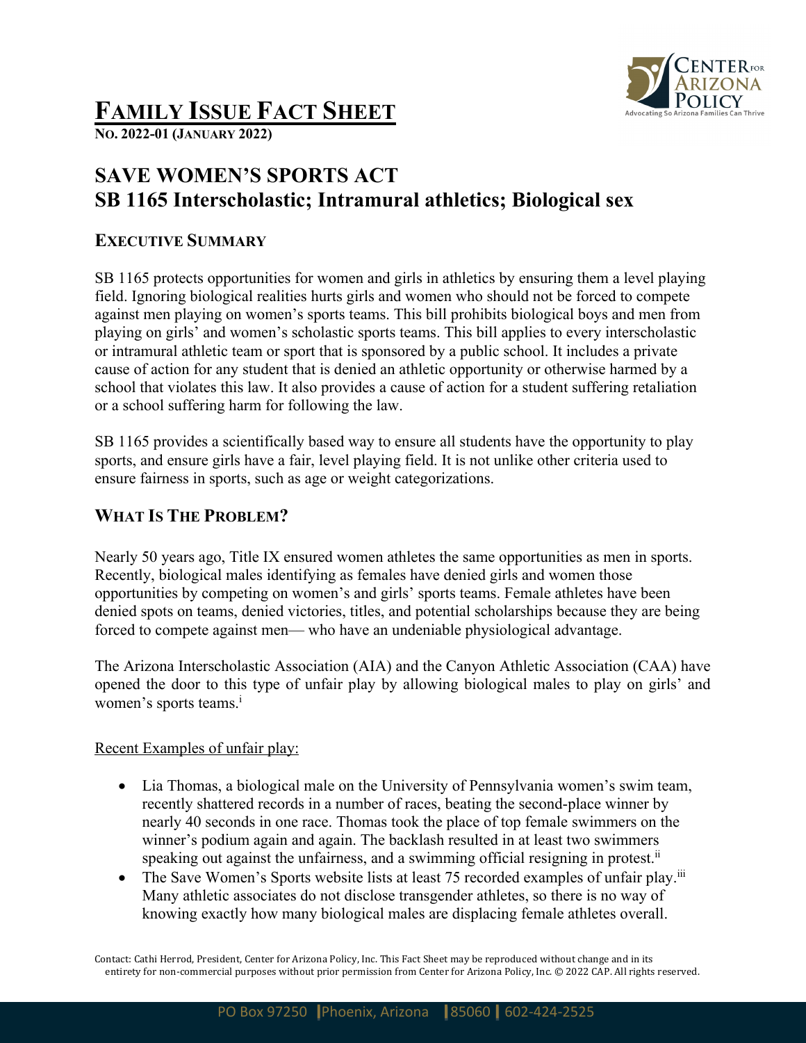# FAMILY ISSUE FACT SHEET

**NO. 2022-01 (JANUARY 2022)**

## SAVE WOMEN'S SPORTS ACT
## SB 1165 Interscholastic; Intramural athletics; Biological sex

### EXECUTIVE SUMMARY

SB 1165 protects opportunities for women and girls in athletics by ensuring them a level playing field. Ignoring biological realities hurts girls and women who should not be forced to compete against men playing on women's sports teams. This bill prohibits biological boys and men from playing on girls' and women's scholastic sports teams. This bill applies to every interscholastic or intramural athletic team or sport that is sponsored by a public school. It includes a private cause of action for any student that is denied an athletic opportunity or otherwise harmed by a school that violates this law. It also provides a cause of action for a student suffering retaliation or a school suffering harm for following the law.

SB 1165 provides a scientifically based way to ensure all students have the opportunity to play sports, and ensure girls have a fair, level playing field. It is not unlike other criteria used to ensure fairness in sports, such as age or weight categorizations.

### WHAT IS THE PROBLEM?

Nearly 50 years ago, Title IX ensured women athletes the same opportunities as men in sports. Recently, biological males identifying as females have denied girls and women those opportunities by competing on women's and girls' sports teams. Female athletes have been denied spots on teams, denied victories, titles, and potential scholarships because they are being forced to compete against men— who have an undeniable physiological advantage.

The Arizona Interscholastic Association (AIA) and the Canyon Athletic Association (CAA) have opened the door to this type of unfair play by allowing biological males to play on girls' and women's sports teams.[i]

Recent Examples of unfair play:

- Lia Thomas, a biological male on the University of Pennsylvania women's swim team, recently shattered records in a number of races, beating the second-place winner by nearly 40 seconds in one race. Thomas took the place of top female swimmers on the winner's podium again and again. The backlash resulted in at least two swimmers speaking out against the unfairness, and a swimming official resigning in protest.[ii]
- The Save Women's Sports website lists at least 75 recorded examples of unfair play.[iii] Many athletic associates do not disclose transgender athletes, so there is no way of knowing exactly how many biological males are displacing female athletes overall.

Contact: Cathi Herrod, President, Center for Arizona Policy, Inc. This Fact Sheet may be reproduced without change and in its entirety for non-commercial purposes without prior permission from Center for Arizona Policy, Inc. © 2022 CAP. All rights reserved.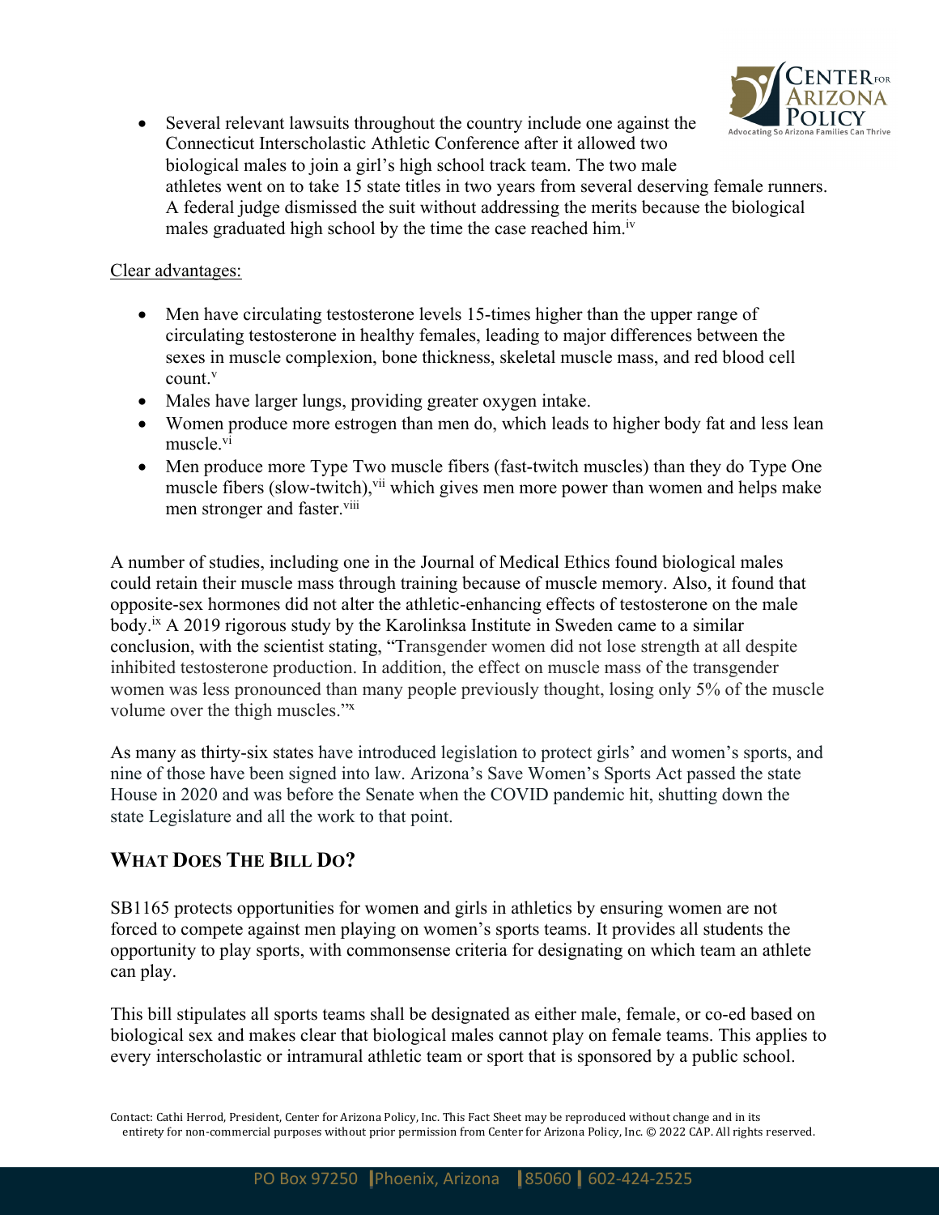- Several relevant lawsuits throughout the country include one against the Connecticut Interscholastic Athletic Conference after it allowed two biological males to join a girl's high school track team. The two male athletes went on to take 15 state titles in two years from several deserving female runners. A federal judge dismissed the suit without addressing the merits because the biological males graduated high school by the time the case reached him.[iv]

Clear advantages:

- Men have circulating testosterone levels 15-times higher than the upper range of circulating testosterone in healthy females, leading to major differences between the sexes in muscle complexion, bone thickness, skeletal muscle mass, and red blood cell count.[v]
- Males have larger lungs, providing greater oxygen intake.
- Women produce more estrogen than men do, which leads to higher body fat and less lean muscle.[vi]
- Men produce more Type Two muscle fibers (fast-twitch muscles) than they do Type One muscle fibers (slow-twitch),[vii] which gives men more power than women and helps make men stronger and faster.[viii]

A number of studies, including one in the Journal of Medical Ethics found biological males could retain their muscle mass through training because of muscle memory. Also, it found that opposite-sex hormones did not alter the athletic-enhancing effects of testosterone on the male body.[ix] A 2019 rigorous study by the Karolinksa Institute in Sweden came to a similar conclusion, with the scientist stating, "Transgender women did not lose strength at all despite inhibited testosterone production. In addition, the effect on muscle mass of the transgender women was less pronounced than many people previously thought, losing only 5% of the muscle volume over the thigh muscles."[x]

As many as thirty-six states have introduced legislation to protect girls' and women's sports, and nine of those have been signed into law. Arizona's Save Women's Sports Act passed the state House in 2020 and was before the Senate when the COVID pandemic hit, shutting down the state Legislature and all the work to that point.

## What Does The Bill Do?

SB1165 protects opportunities for women and girls in athletics by ensuring women are not forced to compete against men playing on women's sports teams. It provides all students the opportunity to play sports, with commonsense criteria for designating on which team an athlete can play.

This bill stipulates all sports teams shall be designated as either male, female, or co-ed based on biological sex and makes clear that biological males cannot play on female teams. This applies to every interscholastic or intramural athletic team or sport that is sponsored by a public school.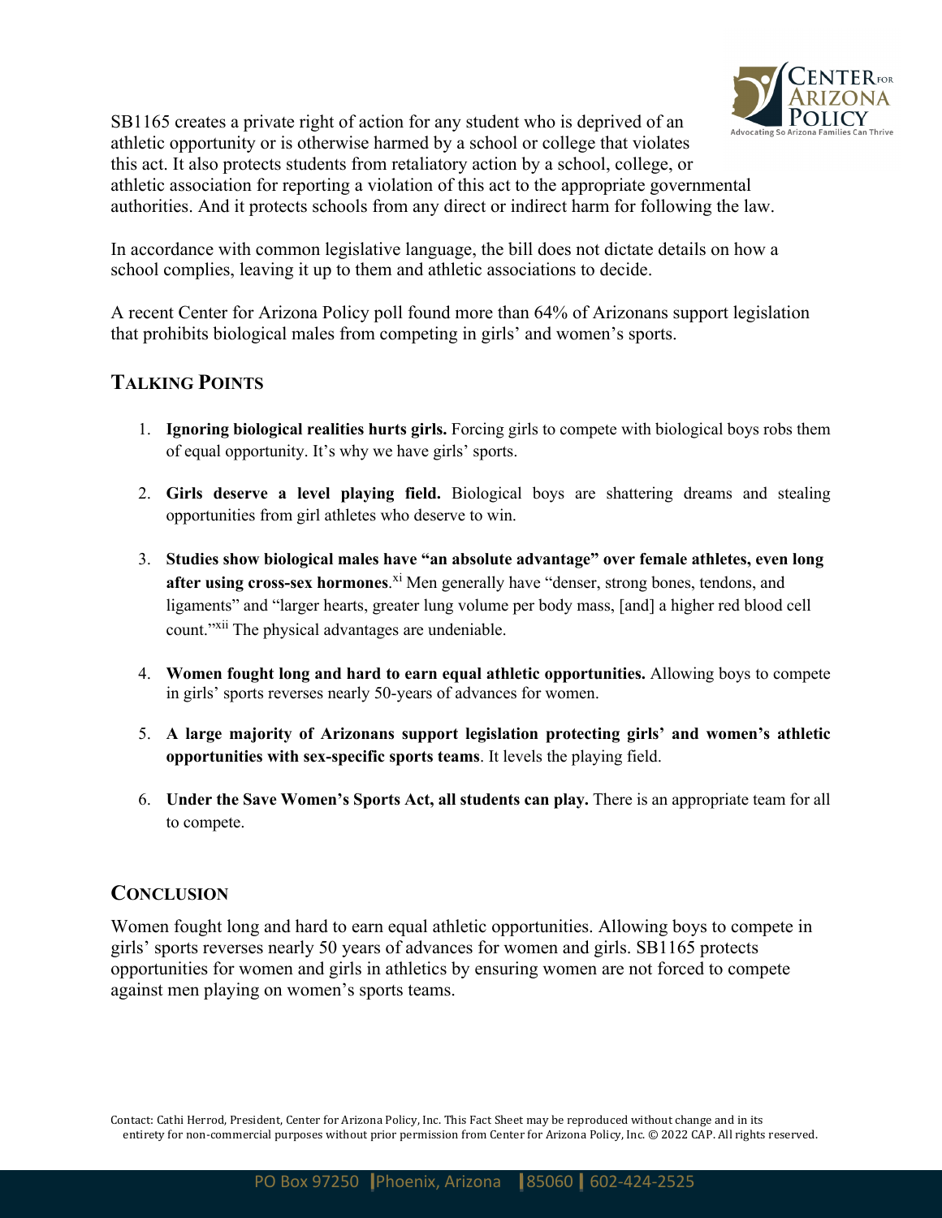SB1165 creates a private right of action for any student who is deprived of an athletic opportunity or is otherwise harmed by a school or college that violates this act. It also protects students from retaliatory action by a school, college, or athletic association for reporting a violation of this act to the appropriate governmental authorities. And it protects schools from any direct or indirect harm for following the law.

In accordance with common legislative language, the bill does not dictate details on how a school complies, leaving it up to them and athletic associations to decide.

A recent Center for Arizona Policy poll found more than 64% of Arizonans support legislation that prohibits biological males from competing in girls' and women's sports.

## TALKING POINTS

1. **Ignoring biological realities hurts girls.** Forcing girls to compete with biological boys robs them of equal opportunity. It's why we have girls' sports.

2. **Girls deserve a level playing field.** Biological boys are shattering dreams and stealing opportunities from girl athletes who deserve to win.

3. **Studies show biological males have "an absolute advantage" over female athletes, even long after using cross-sex hormones**.[xi] Men generally have "denser, strong bones, tendons, and ligaments" and "larger hearts, greater lung volume per body mass, [and] a higher red blood cell count."[xii] The physical advantages are undeniable.

4. **Women fought long and hard to earn equal athletic opportunities.** Allowing boys to compete in girls' sports reverses nearly 50-years of advances for women.

5. **A large majority of Arizonans support legislation protecting girls' and women's athletic opportunities with sex-specific sports teams**. It levels the playing field.

6. **Under the Save Women's Sports Act, all students can play.** There is an appropriate team for all to compete.

## CONCLUSION

Women fought long and hard to earn equal athletic opportunities. Allowing boys to compete in girls' sports reverses nearly 50 years of advances for women and girls. SB1165 protects opportunities for women and girls in athletics by ensuring women are not forced to compete against men playing on women's sports teams.

Contact: Cathi Herrod, President, Center for Arizona Policy, Inc. This Fact Sheet may be reproduced without change and in its entirety for non-commercial purposes without prior permission from Center for Arizona Policy, Inc. © 2022 CAP. All rights reserved.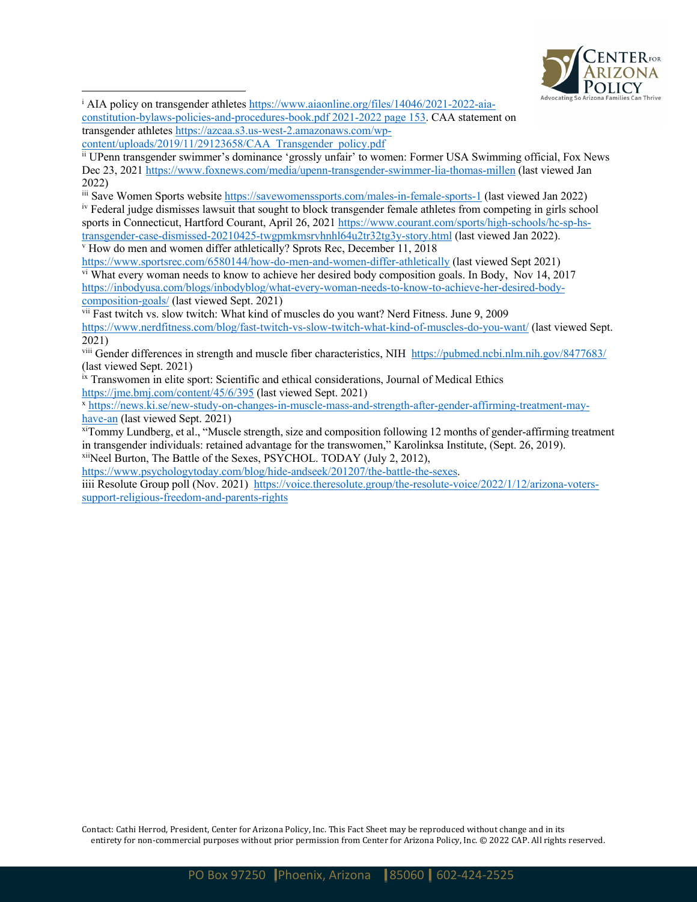[i] AIA policy on transgender athletes https://www.aiaonline.org/files/14046/2021-2022-aia-constitution-bylaws-policies-and-procedures-book.pdf 2021-2022 page 153. CAA statement on transgender athletes https://azcaa.s3.us-west-2.amazonaws.com/wp-content/uploads/2019/11/29123658/CAA_Transgender_policy.pdf

[ii] UPenn transgender swimmer's dominance 'grossly unfair' to women: Former USA Swimming official, Fox News Dec 23, 2021 https://www.foxnews.com/media/upenn-transgender-swimmer-lia-thomas-millen (last viewed Jan 2022)

[iii] Save Women Sports website https://savewomenssports.com/males-in-female-sports-1 (last viewed Jan 2022)

[iv] Federal judge dismisses lawsuit that sought to block transgender female athletes from competing in girls school sports in Connecticut, Hartford Courant, April 26, 2021 https://www.courant.com/sports/high-schools/hc-sp-hs-transgender-case-dismissed-20210425-twgpmkmsrvhnhl64u2tr32tg3y-story.html (last viewed Jan 2022).

[v] How do men and women differ athletically? Sprots Rec, December 11, 2018 https://www.sportsrec.com/6580144/how-do-men-and-women-differ-athletically (last viewed Sept 2021)

[vi] What every woman needs to know to achieve her desired body composition goals. In Body, Nov 14, 2017 https://inbodyusa.com/blogs/inbodyblog/what-every-woman-needs-to-know-to-achieve-her-desired-body-composition-goals/ (last viewed Sept. 2021)

[vii] Fast twitch vs. slow twitch: What kind of muscles do you want? Nerd Fitness. June 9, 2009 https://www.nerdfitness.com/blog/fast-twitch-vs-slow-twitch-what-kind-of-muscles-do-you-want/ (last viewed Sept. 2021)

[viii] Gender differences in strength and muscle fiber characteristics, NIH https://pubmed.ncbi.nlm.nih.gov/8477683/ (last viewed Sept. 2021)

[ix] Transwomen in elite sport: Scientific and ethical considerations, Journal of Medical Ethics https://jme.bmj.com/content/45/6/395 (last viewed Sept. 2021)

[x] https://news.ki.se/new-study-on-changes-in-muscle-mass-and-strength-after-gender-affirming-treatment-may-have-an (last viewed Sept. 2021)

[xi] Tommy Lundberg, et al., "Muscle strength, size and composition following 12 months of gender-affirming treatment in transgender individuals: retained advantage for the transwomen," Karolinksa Institute, (Sept. 26, 2019).

[xii] Neel Burton, The Battle of the Sexes, PSYCHOL. TODAY (July 2, 2012), https://www.psychologytoday.com/blog/hide-andseek/201207/the-battle-the-sexes.

iiii Resolute Group poll (Nov. 2021) https://voice.theresolute.group/the-resolute-voice/2022/1/12/arizona-voters-support-religious-freedom-and-parents-rights

Contact: Cathi Herrod, President, Center for Arizona Policy, Inc. This Fact Sheet may be reproduced without change and in its entirety for non-commercial purposes without prior permission from Center for Arizona Policy, Inc. © 2022 CAP. All rights reserved.